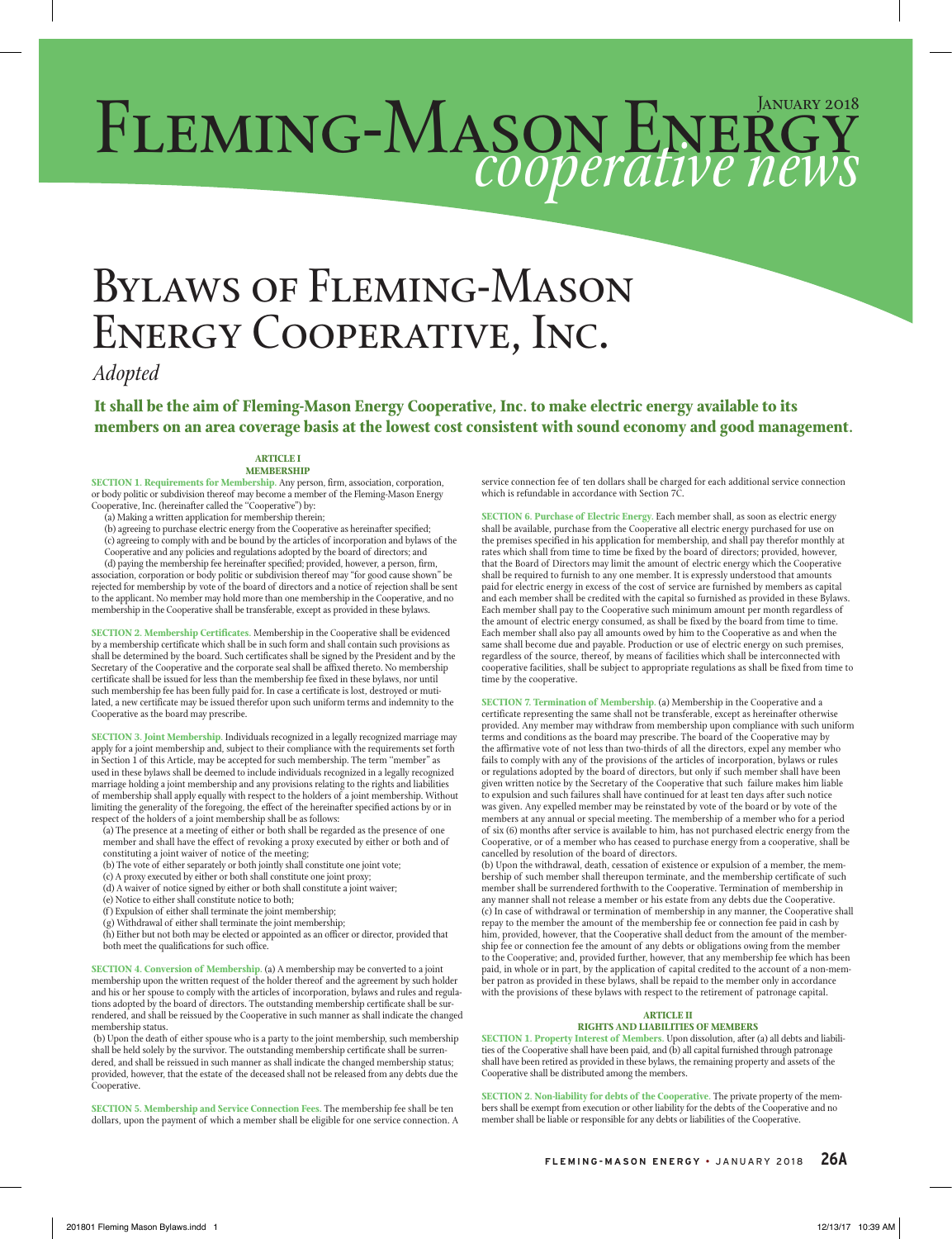# Fleming-Mason Energy *cooperative news*

January 2018

# Bylaws of Fleming-Mason Energy Cooperative, Inc.

*Adopted*

**It shall be the aim of Fleming-Mason Energy Cooperative, Inc. to make electric energy available to its members on an area coverage basis at the lowest cost consistent with sound economy and good management.**

## ARTICLE I
## MEMBERSHIP

**SECTION 1. Requirements for Membership.** Any person, firm, association, corporation, or body politic or subdivision thereof may become a member of the Fleming-Mason Energy Cooperative, Inc. (hereinafter called the "Cooperative") by:

(a) Making a written application for membership therein;

(b) agreeing to purchase electric energy from the Cooperative as hereinafter specified;

(c) agreeing to comply with and be bound by the articles of incorporation and bylaws of the Cooperative and any policies and regulations adopted by the board of directors; and

(d) paying the membership fee hereinafter specified; provided, however, a person, firm, association, corporation or body politic or subdivision thereof may "for good cause shown" be rejected for membership by vote of the board of directors and a notice of rejection shall be sent to the applicant. No member may hold more than one membership in the Cooperative, and no membership in the Cooperative shall be transferable, except as provided in these bylaws.

**SECTION 2. Membership Certificates.** Membership in the Cooperative shall be evidenced by a membership certificate which shall be in such form and shall contain such provisions as shall be determined by the board. Such certificates shall be signed by the President and by the Secretary of the Cooperative and the corporate seal shall be affixed thereto. No membership certificate shall be issued for less than the membership fee fixed in these bylaws, nor until such membership fee has been fully paid for. In case a certificate is lost, destroyed or mutilated, a new certificate may be issued therefor upon such uniform terms and indemnity to the Cooperative as the board may prescribe.

**SECTION 3. Joint Membership.** Individuals recognized in a legally recognized marriage may apply for a joint membership and, subject to their compliance with the requirements set forth in Section 1 of this Article, may be accepted for such membership. The term "member" as used in these bylaws shall be deemed to include individuals recognized in a legally recognized marriage holding a joint membership and any provisions relating to the rights and liabilities of membership shall apply equally with respect to the holders of a joint membership. Without limiting the generality of the foregoing, the effect of the hereinafter specified actions by or in respect of the holders of a joint membership shall be as follows:

(a) The presence at a meeting of either or both shall be regarded as the presence of one member and shall have the effect of revoking a proxy executed by either or both and of constituting a joint waiver of notice of the meeting;

(b) The vote of either separately or both jointly shall constitute one joint vote;

(c) A proxy executed by either or both shall constitute one joint proxy;

(d) A waiver of notice signed by either or both shall constitute a joint waiver;

(e) Notice to either shall constitute notice to both;

(f) Expulsion of either shall terminate the joint membership;

(g) Withdrawal of either shall terminate the joint membership;

(h) Either but not both may be elected or appointed as an officer or director, provided that both meet the qualifications for such office.

**SECTION 4. Conversion of Membership.** (a) A membership may be converted to a joint membership upon the written request of the holder thereof and the agreement by such holder and his or her spouse to comply with the articles of incorporation, bylaws and rules and regulations adopted by the board of directors. The outstanding membership certificate shall be surrendered, and shall be reissued by the Cooperative in such manner as shall indicate the changed membership status.

(b) Upon the death of either spouse who is a party to the joint membership, such membership shall be held solely by the survivor. The outstanding membership certificate shall be surrendered, and shall be reissued in such manner as shall indicate the changed membership status; provided, however, that the estate of the deceased shall not be released from any debts due the Cooperative.

**SECTION 5. Membership and Service Connection Fees.** The membership fee shall be ten dollars, upon the payment of which a member shall be eligible for one service connection. A service connection fee of ten dollars shall be charged for each additional service connection which is refundable in accordance with Section 7C.

**SECTION 6. Purchase of Electric Energy.** Each member shall, as soon as electric energy shall be available, purchase from the Cooperative all electric energy purchased for use on the premises specified in his application for membership, and shall pay therefor monthly at rates which shall from time to time be fixed by the board of directors; provided, however, that the Board of Directors may limit the amount of electric energy which the Cooperative shall be required to furnish to any one member. It is expressly understood that amounts paid for electric energy in excess of the cost of service are furnished by members as capital and each member shall be credited with the capital so furnished as provided in these Bylaws. Each member shall pay to the Cooperative such minimum amount per month regardless of the amount of electric energy consumed, as shall be fixed by the board from time to time. Each member shall also pay all amounts owed by him to the Cooperative as and when the same shall become due and payable. Production or use of electric energy on such premises, regardless of the source, thereof, by means of facilities which shall be interconnected with cooperative facilities, shall be subject to appropriate regulations as shall be fixed from time to time by the cooperative.

**SECTION 7. Termination of Membership.** (a) Membership in the Cooperative and a certificate representing the same shall not be transferable, except as hereinafter otherwise provided. Any member may withdraw from membership upon compliance with such uniform terms and conditions as the board may prescribe. The board of the Cooperative may by the affirmative vote of not less than two-thirds of all the directors, expel any member who fails to comply with any of the provisions of the articles of incorporation, bylaws or rules or regulations adopted by the board of directors, but only if such member shall have been given written notice by the Secretary of the Cooperative that such failure makes him liable to expulsion and such failures shall have continued for at least ten days after such notice was given. Any expelled member may be reinstated by vote of the board or by vote of the members at any annual or special meeting. The membership of a member who for a period of six (6) months after service is available to him, has not purchased electric energy from the Cooperative, or of a member who has ceased to purchase energy from a cooperative, shall be cancelled by resolution of the board of directors.

(b) Upon the withdrawal, death, cessation of existence or expulsion of a member, the membership of such member shall thereupon terminate, and the membership certificate of such member shall be surrendered forthwith to the Cooperative. Termination of membership in any manner shall not release a member or his estate from any debts due the Cooperative.

(c) In case of withdrawal or termination of membership in any manner, the Cooperative shall repay to the member the amount of the membership fee or connection fee paid in cash by him, provided, however, that the Cooperative shall deduct from the amount of the membership fee or connection fee the amount of any debts or obligations owing from the member to the Cooperative; and, provided further, however, that any membership fee which has been paid, in whole or in part, by the application of capital credited to the account of a non-member patron as provided in these bylaws, shall be repaid to the member only in accordance with the provisions of these bylaws with respect to the retirement of patronage capital.

## ARTICLE II
## RIGHTS AND LIABILITIES OF MEMBERS

**SECTION 1. Property Interest of Members.** Upon dissolution, after (a) all debts and liabilities of the Cooperative shall have been paid, and (b) all capital furnished through patronage shall have been retired as provided in these bylaws, the remaining property and assets of the Cooperative shall be distributed among the members.

**SECTION 2. Non-liability for debts of the Cooperative.** The private property of the members shall be exempt from execution or other liability for the debts of the Cooperative and no member shall be liable or responsible for any debts or liabilities of the Cooperative.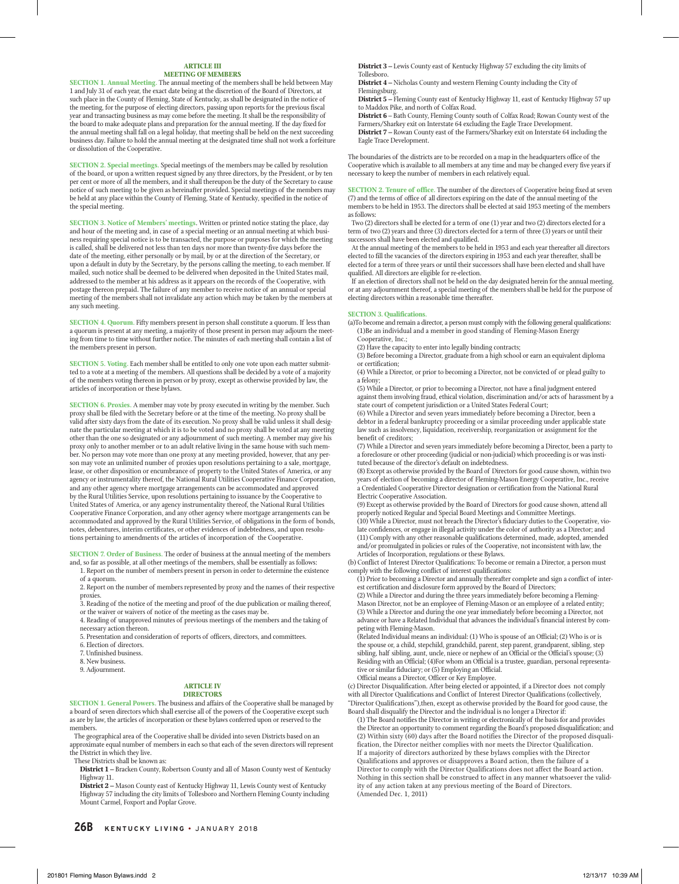## ARTICLE III
## MEETING OF MEMBERS

**SECTION 1. Annual Meeting.** The annual meeting of the members shall be held between May 1 and July 31 of each year, the exact date being at the discretion of the Board of Directors, at such place in the County of Fleming, State of Kentucky, as shall be designated in the notice of the meeting, for the purpose of electing directors, passing upon reports for the previous fiscal year and transacting business as may come before the meeting. It shall be the responsibility of the board to make adequate plans and preparation for the annual meeting. If the day fixed for the annual meeting shall fall on a legal holiday, that meeting shall be held on the next succeeding business day. Failure to hold the annual meeting at the designated time shall not work a forfeiture or dissolution of the Cooperative.

**SECTION 2. Special meetings.** Special meetings of the members may be called by resolution of the board, or upon a written request signed by any three directors, by the President, or by ten per cent or more of all the members, and it shall thereupon be the duty of the Secretary to cause notice of such meeting to be given as hereinafter provided. Special meetings of the members may be held at any place within the County of Fleming, State of Kentucky, specified in the notice of the special meeting.

**SECTION 3. Notice of Members' meetings.** Written or printed notice stating the place, day and hour of the meeting and, in case of a special meeting or an annual meeting at which business requiring special notice is to be transacted, the purpose or purposes for which the meeting is called, shall be delivered not less than ten days nor more than twenty-five days before the date of the meeting, either personally or by mail, by or at the direction of the Secretary, or upon a default in duty by the Secretary, by the persons calling the meeting, to each member. If mailed, such notice shall be deemed to be delivered when deposited in the United States mail, addressed to the member at his address as it appears on the records of the Cooperative, with postage thereon prepaid. The failure of any member to receive notice of an annual or special meeting of the members shall not invalidate any action which may be taken by the members at any such meeting.

**SECTION 4. Quorum.** Fifty members present in person shall constitute a quorum. If less than a quorum is present at any meeting, a majority of those present in person may adjourn the meeting from time to time without further notice. The minutes of each meeting shall contain a list of the members present in person.

**SECTION 5. Voting.** Each member shall be entitled to only one vote upon each matter submitted to a vote at a meeting of the members. All questions shall be decided by a vote of a majority of the members voting thereon in person or by proxy, except as otherwise provided by law, the articles of incorporation or these bylaws.

**SECTION 6. Proxies.** A member may vote by proxy executed in writing by the member. Such proxy shall be filed with the Secretary before or at the time of the meeting. No proxy shall be valid after sixty days from the date of its execution. No proxy shall be valid unless it shall designate the particular meeting at which it is to be voted and no proxy shall be voted at any meeting other than the one so designated or any adjournment of such meeting. A member may give his proxy only to another member or to an adult relative living in the same house with such member. No person may vote more than one proxy at any meeting provided, however, that any person may vote an unlimited number of proxies upon resolutions pertaining to a sale, mortgage, lease, or other disposition or encumbrance of property to the United States of America, or any agency or instrumentality thereof, the National Rural Utilities Cooperative Finance Corporation, and any other agency where mortgage arrangements can be accommodated and approved by the Rural Utilities Service, upon resolutions pertaining to issuance by the Cooperative to United States of America, or any agency instrumentality thereof, the National Rural Utilities Cooperative Finance Corporation, and any other agency where mortgage arrangements can be accommodated and approved by the Rural Utilities Service, of obligations in the form of bonds, notes, debentures, interim certificates, or other evidences of indebtedness, and upon resolutions pertaining to amendments of the articles of incorporation of the Cooperative.

**SECTION 7. Order of Business.** The order of business at the annual meeting of the members and, so far as possible, at all other meetings of the members, shall be essentially as follows:

1. Report on the number of members present in person in order to determine the existence of a quorum.
2. Report on the number of members represented by proxy and the names of their respective proxies.
3. Reading of the notice of the meeting and proof of the due publication or mailing thereof, or the waiver or waivers of notice of the meeting as the cases may be.
4. Reading of unapproved minutes of previous meetings of the members and the taking of necessary action thereon.
5. Presentation and consideration of reports of officers, directors, and committees.
6. Election of directors.
7. Unfinished business.
8. New business.
9. Adjournment.

## ARTICLE IV
## DIRECTORS

**SECTION 1. General Powers.** The business and affairs of the Cooperative shall be managed by a board of seven directors which shall exercise all of the powers of the Cooperative except such as are by law, the articles of incorporation or these bylaws conferred upon or reserved to the members.

The geographical area of the Cooperative shall be divided into seven Districts based on an approximate equal number of members in each so that each of the seven directors will represent the District in which they live.

These Districts shall be known as:

**District 1 –** Bracken County, Robertson County and all of Mason County west of Kentucky Highway 11.

**District 2 –** Mason County east of Kentucky Highway 11, Lewis County west of Kentucky Highway 57 including the city limits of Tollesboro and Northern Fleming County including Mount Carmel, Foxport and Poplar Grove.

**District 3 –** Lewis County east of Kentucky Highway 57 excluding the city limits of Tollesboro.

**District 4 –** Nicholas County and western Fleming County including the City of Flemingsburg.

**District 5 –** Fleming County east of Kentucky Highway 11, east of Kentucky Highway 57 up to Maddox Pike, and north of Colfax Road.

**District 6** – Bath County, Fleming County south of Colfax Road; Rowan County west of the Farmers/Sharkey exit on Interstate 64 excluding the Eagle Trace Development.

**District 7 –** Rowan County east of the Farmers/Sharkey exit on Interstate 64 including the Eagle Trace Development.

The boundaries of the districts are to be recorded on a map in the headquarters office of the Cooperative which is available to all members at any time and may be changed every five years if necessary to keep the number of members in each relatively equal.

**SECTION 2. Tenure of office.** The number of the directors of Cooperative being fixed at seven (7) and the terms of office of all directors expiring on the date of the annual meeting of the members to be held in 1953. The directors shall be elected at said 1953 meeting of the members as follows:

Two (2) directors shall be elected for a term of one (1) year and two (2) directors elected for a term of two (2) years and three (3) directors elected for a term of three (3) years or until their successors shall have been elected and qualified.

At the annual meeting of the members to be held in 1953 and each year thereafter all directors elected to fill the vacancies of the directors expiring in 1953 and each year thereafter, shall be elected for a term of three years or until their successors shall have been elected and shall have qualified. All directors are eligible for re-election.

If an election of directors shall not be held on the day designated herein for the annual meeting, or at any adjournment thereof, a special meeting of the members shall be held for the purpose of electing directors within a reasonable time thereafter.

**SECTION 3. Qualifications.**

(a)To become and remain a director, a person must comply with the following general qualifications:

(1)Be an individual and a member in good standing of Fleming-Mason Energy Cooperative, Inc.;

(2) Have the capacity to enter into legally binding contracts;

(3) Before becoming a Director, graduate from a high school or earn an equivalent diploma or certification;

(4) While a Director, or prior to becoming a Director, not be convicted of or plead guilty to a felony;

(5) While a Director, or prior to becoming a Director, not have a final judgment entered against them involving fraud, ethical violation, discrimination and/or acts of harassment by a state court of competent jurisdiction or a United States Federal Court;

(6) While a Director and seven years immediately before becoming a Director, been a debtor in a federal bankruptcy proceeding or a similar proceeding under applicable state law such as insolvency, liquidation, receivership, reorganization or assignment for the benefit of creditors;

(7) While a Director and seven years immediately before becoming a Director, been a party to a foreclosure or other proceeding (judicial or non-judicial) which proceeding is or was instituted because of the director's default on indebtedness.

(8) Except as otherwise provided by the Board of Directors for good cause shown, within two years of election of becoming a director of Fleming-Mason Energy Cooperative, Inc., receive a Credentialed Cooperative Director designation or certification from the National Rural Electric Cooperative Association.

(9) Except as otherwise provided by the Board of Directors for good cause shown, attend all properly noticed Regular and Special Board Meetings and Committee Meetings.

(10) While a Director, must not breach the Director's fiduciary duties to the Cooperative, violate confidences, or engage in illegal activity under the color of authority as a Director; and

(11) Comply with any other reasonable qualifications determined, made, adopted, amended and/or promulgated in policies or rules of the Cooperative, not inconsistent with law, the Articles of Incorporation, regulations or these Bylaws.

(b) Conflict of Interest Director Qualifications: To become or remain a Director, a person must comply with the following conflict of interest qualifications:

(1) Prior to becoming a Director and annually thereafter complete and sign a conflict of interest certification and disclosure form approved by the Board of Directors;

(2) While a Director and during the three years immediately before becoming a Fleming-Mason Director, not be an employee of Fleming-Mason or an employee of a related entity;

(3) While a Director and during the one year immediately before becoming a Director, not advance or have a Related Individual that advances the individual's financial interest by competing with Fleming-Mason.

(Related Individual means an individual: (1) Who is spouse of an Official; (2) Who is or is the spouse or, a child, stepchild, grandchild, parent, step parent, grandparent, sibling, step sibling, half sibling, aunt, uncle, niece or nephew of an Official or the Official's spouse; (3) Residing with an Official; (4)For whom an Official is a trustee, guardian, personal representative or similar fiduciary; or (5) Employing an Official.

Official means a Director, Officer or Key Employee.

(c) Director Disqualification. After being elected or appointed, if a Director does not comply with all Director Qualifications and Conflict of Interest Director Qualifications (collectively, "Director Qualifications"),then, except as otherwise provided by the Board for good cause, the Board shall disqualify the Director and the individual is no longer a Director if:

(1) The Board notifies the Director in writing or electronically of the basis for and provides the Director an opportunity to comment regarding the Board's proposed disqualification; and

(2) Within sixty (60) days after the Board notifies the Director of the proposed disqualification, the Director neither complies with nor meets the Director Qualification.

If a majority of directors authorized by these bylaws complies with the Director Qualifications and approves or disapproves a Board action, then the failure of a Director to comply with the Director Qualifications does not affect the Board action. Nothing in this section shall be construed to affect in any manner whatsoever the validity of any action taken at any previous meeting of the Board of Directors.

(Amended Dec. 1, 2011)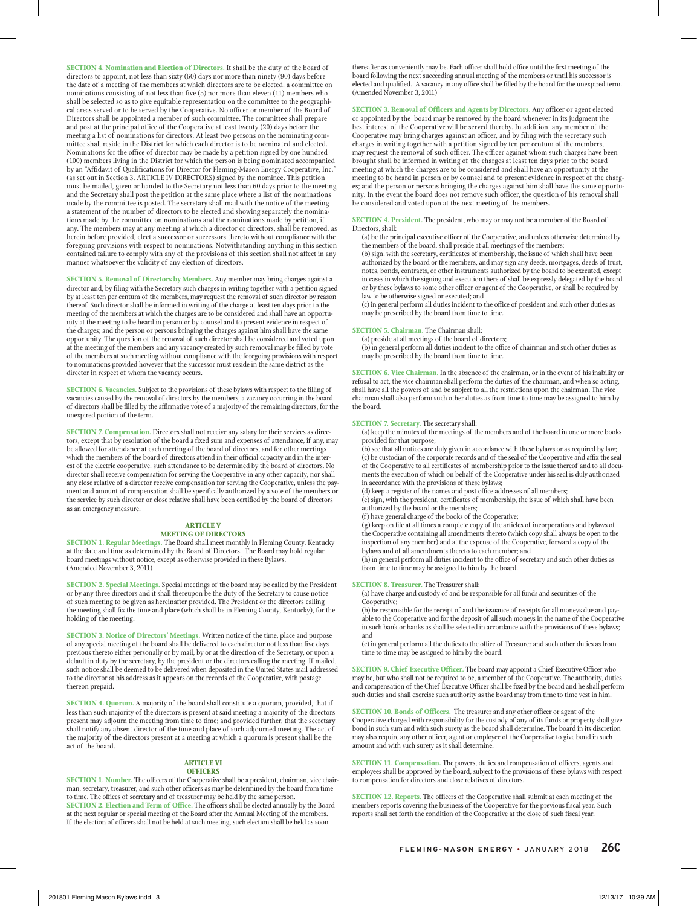**SECTION 4. Nomination and Election of Directors.** It shall be the duty of the board of directors to appoint, not less than sixty (60) days nor more than ninety (90) days before the date of a meeting of the members at which directors are to be elected, a committee on nominations consisting of not less than five (5) nor more than eleven (11) members who shall be selected so as to give equitable representation on the committee to the geographical areas served or to be served by the Cooperative. No officer or member of the Board of Directors shall be appointed a member of such committee. The committee shall prepare and post at the principal office of the Cooperative at least twenty (20) days before the meeting a list of nominations for directors. At least two persons on the nominating committee shall reside in the District for which each director is to be nominated and elected. Nominations for the office of director may be made by a petition signed by one hundred (100) members living in the District for which the person is being nominated accompanied by an "Affidavit of Qualifications for Director for Fleming-Mason Energy Cooperative, Inc." (as set out in Section 3. ARTICLE IV DIRECTORS) signed by the nominee. This petition must be mailed, given or handed to the Secretary not less than 60 days prior to the meeting and the Secretary shall post the petition at the same place where a list of the nominations made by the committee is posted. The secretary shall mail with the notice of the meeting a statement of the number of directors to be elected and showing separately the nominations made by the committee on nominations and the nominations made by petition, if any. The members may at any meeting at which a director or directors, shall be removed, as herein before provided, elect a successor or successors thereto without compliance with the foregoing provisions with respect to nominations. Notwithstanding anything in this section contained failure to comply with any of the provisions of this section shall not affect in any manner whatsoever the validity of any election of directors.

**SECTION 5. Removal of Directors by Members.** Any member may bring charges against a director and, by filing with the Secretary such charges in writing together with a petition signed by at least ten per centum of the members, may request the removal of such director by reason thereof. Such director shall be informed in writing of the charge at least ten days prior to the meeting of the members at which the charges are to be considered and shall have an opportunity at the meeting to be heard in person or by counsel and to present evidence in respect of the charges; and the person or persons bringing the charges against him shall have the same opportunity. The question of the removal of such director shall be considered and voted upon at the meeting of the members and any vacancy created by such removal may be filled by vote of the members at such meeting without compliance with the foregoing provisions with respect to nominations provided however that the successor must reside in the same district as the director in respect of whom the vacancy occurs.

**SECTION 6. Vacancies.** Subject to the provisions of these bylaws with respect to the filling of vacancies caused by the removal of directors by the members, a vacancy occurring in the board of directors shall be filled by the affirmative vote of a majority of the remaining directors, for the unexpired portion of the term.

**SECTION 7. Compensation.** Directors shall not receive any salary for their services as directors, except that by resolution of the board a fixed sum and expenses of attendance, if any, may be allowed for attendance at each meeting of the board of directors, and for other meetings which the members of the board of directors attend in their official capacity and in the interest of the electric cooperative, such attendance to be determined by the board of directors. No director shall receive compensation for serving the Cooperative in any other capacity, nor shall any close relative of a director receive compensation for serving the Cooperative, unless the payment and amount of compensation shall be specifically authorized by a vote of the members or the service by such director or close relative shall have been certified by the board of directors as an emergency measure.

## ARTICLE V
## MEETING OF DIRECTORS

**SECTION 1. Regular Meetings.** The Board shall meet monthly in Fleming County, Kentucky at the date and time as determined by the Board of Directors. The Board may hold regular board meetings without notice, except as otherwise provided in these Bylaws.
(Amended November 3, 2011)

**SECTION 2. Special Meetings.** Special meetings of the board may be called by the President or by any three directors and it shall thereupon be the duty of the Secretary to cause notice of such meeting to be given as hereinafter provided. The President or the directors calling the meeting shall fix the time and place (which shall be in Fleming County, Kentucky), for the holding of the meeting.

**SECTION 3. Notice of Directors' Meetings.** Written notice of the time, place and purpose of any special meeting of the board shall be delivered to each director not less than five days previous thereto either personally or by mail, by or at the direction of the Secretary, or upon a default in duty by the secretary, by the president or the directors calling the meeting. If mailed, such notice shall be deemed to be delivered when deposited in the United States mail addressed to the director at his address as it appears on the records of the Cooperative, with postage thereon prepaid.

**SECTION 4. Quorum.** A majority of the board shall constitute a quorum, provided, that if less than such majority of the directors is present at said meeting a majority of the directors present may adjourn the meeting from time to time; and provided further, that the secretary shall notify any absent director of the time and place of such adjourned meeting. The act of the majority of the directors present at a meeting at which a quorum is present shall be the act of the board.

## ARTICLE VI
## OFFICERS

**SECTION 1. Number.** The officers of the Cooperative shall be a president, chairman, vice chairman, secretary, treasurer, and such other officers as may be determined by the board from time to time. The offices of secretary and of treasurer may be held by the same person.

**SECTION 2. Election and Term of Office.** The officers shall be elected annually by the Board at the next regular or special meeting of the Board after the Annual Meeting of the members. If the election of officers shall not be held at such meeting, such election shall be held as soon thereafter as conveniently may be. Each officer shall hold office until the first meeting of the board following the next succeeding annual meeting of the members or until his successor is elected and qualified. A vacancy in any office shall be filled by the board for the unexpired term. (Amended November 3, 2011)

**SECTION 3. Removal of Officers and Agents by Directors.** Any officer or agent elected or appointed by the board may be removed by the board whenever in its judgment the best interest of the Cooperative will be served thereby. In addition, any member of the Cooperative may bring charges against an officer, and by filing with the secretary such charges in writing together with a petition signed by ten per centum of the members, may request the removal of such officer. The officer against whom such charges have been brought shall be informed in writing of the charges at least ten days prior to the board meeting at which the charges are to be considered and shall have an opportunity at the meeting to be heard in person or by counsel and to present evidence in respect of the charges; and the person or persons bringing the charges against him shall have the same opportunity. In the event the board does not remove such officer, the question of his removal shall be considered and voted upon at the next meeting of the members.

**SECTION 4. President.** The president, who may or may not be a member of the Board of Directors, shall:

(a) be the principal executive officer of the Cooperative, and unless otherwise determined by the members of the board, shall preside at all meetings of the members;

(b) sign, with the secretary, certificates of membership, the issue of which shall have been authorized by the board or the members, and may sign any deeds, mortgages, deeds of trust, notes, bonds, contracts, or other instruments authorized by the board to be executed, except in cases in which the signing and execution there of shall be expressly delegated by the board or by these bylaws to some other officer or agent of the Cooperative, or shall be required by law to be otherwise signed or executed; and

(c) in general perform all duties incident to the office of president and such other duties as may be prescribed by the board from time to time.

**SECTION 5. Chairman.** The Chairman shall:

(a) preside at all meetings of the board of directors;

(b) in general perform all duties incident to the office of chairman and such other duties as may be prescribed by the board from time to time.

**SECTION 6. Vice Chairman.** In the absence of the chairman, or in the event of his inability or refusal to act, the vice chairman shall perform the duties of the chairman, and when so acting, shall have all the powers of and be subject to all the restrictions upon the chairman. The vice chairman shall also perform such other duties as from time to time may be assigned to him by the board.

**SECTION 7. Secretary.** The secretary shall:

(a) keep the minutes of the meetings of the members and of the board in one or more books provided for that purpose;

(b) see that all notices are duly given in accordance with these bylaws or as required by law;

(c) be custodian of the corporate records and of the seal of the Cooperative and affix the seal of the Cooperative to all certificates of membership prior to the issue thereof and to all documents the execution of which on behalf of the Cooperative under his seal is duly authorized in accordance with the provisions of these bylaws;

(d) keep a register of the names and post office addresses of all members;

(e) sign, with the president, certificates of membership, the issue of which shall have been authorized by the board or the members;

(f) have general charge of the books of the Cooperative;

(g) keep on file at all times a complete copy of the articles of incorporations and bylaws of the Cooperative containing all amendments thereto (which copy shall always be open to the inspection of any member) and at the expense of the Cooperative, forward a copy of the bylaws and of all amendments thereto to each member; and

(h) in general perform all duties incident to the office of secretary and such other duties as from time to time may be assigned to him by the board.

**SECTION 8. Treasurer.** The Treasurer shall:

(a) have charge and custody of and be responsible for all funds and securities of the Cooperative;

(b) be responsible for the receipt of and the issuance of receipts for all moneys due and payable to the Cooperative and for the deposit of all such moneys in the name of the Cooperative in such bank or banks as shall be selected in accordance with the provisions of these bylaws; and

(c) in general perform all the duties to the office of Treasurer and such other duties as from time to time may be assigned to him by the board.

**SECTION 9. Chief Executive Officer.** The board may appoint a Chief Executive Officer who may be, but who shall not be required to be, a member of the Cooperative. The authority, duties and compensation of the Chief Executive Officer shall be fixed by the board and he shall perform such duties and shall exercise such authority as the board may from time to time vest in him.

**SECTION 10. Bonds of Officers.** The treasurer and any other officer or agent of the Cooperative charged with responsibility for the custody of any of its funds or property shall give bond in such sum and with such surety as the board shall determine. The board in its discretion may also require any other officer, agent or employee of the Cooperative to give bond in such amount and with such surety as it shall determine.

**SECTION 11. Compensation.** The powers, duties and compensation of officers, agents and employees shall be approved by the board, subject to the provisions of these bylaws with respect to compensation for directors and close relatives of directors.

**SECTION 12. Reports.** The officers of the Cooperative shall submit at each meeting of the members reports covering the business of the Cooperative for the previous fiscal year. Such reports shall set forth the condition of the Cooperative at the close of such fiscal year.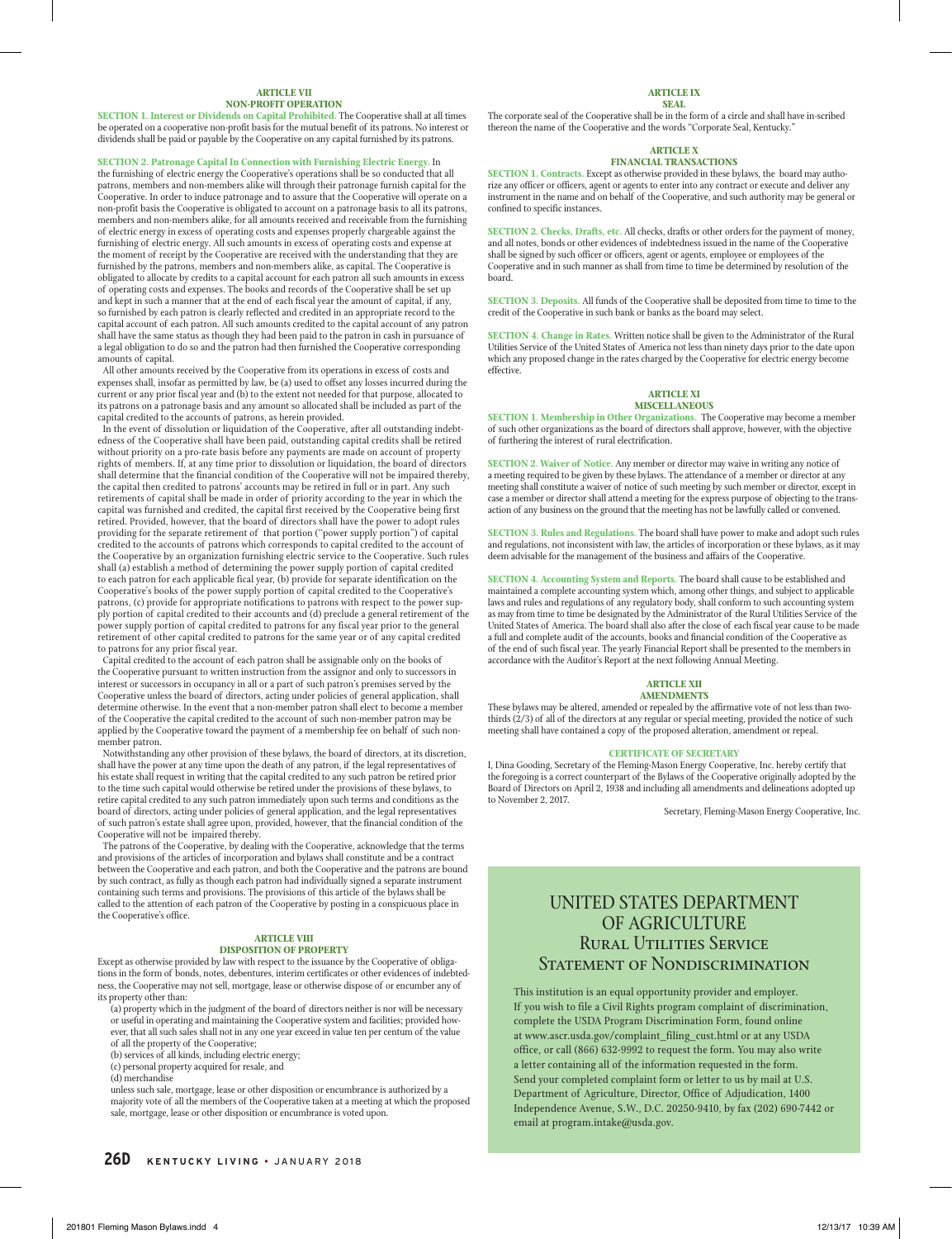## ARTICLE VII
## NON-PROFIT OPERATION

**SECTION 1. Interest or Dividends on Capital Prohibited.** The Cooperative shall at all times be operated on a cooperative non-profit basis for the mutual benefit of its patrons. No interest or dividends shall be paid or payable by the Cooperative on any capital furnished by its patrons.

**SECTION 2. Patronage Capital In Connection with Furnishing Electric Energy.** In the furnishing of electric energy the Cooperative's operations shall be so conducted that all patrons, members and non-members alike will through their patronage furnish capital for the Cooperative. In order to induce patronage and to assure that the Cooperative will operate on a non-profit basis the Cooperative is obligated to account on a patronage basis to all its patrons, members and non-members alike, for all amounts received and receivable from the furnishing of electric energy in excess of operating costs and expenses properly chargeable against the furnishing of electric energy. All such amounts in excess of operating costs and expense at the moment of receipt by the Cooperative are received with the understanding that they are furnished by the patrons, members and non-members alike, as capital. The Cooperative is obligated to allocate by credits to a capital account for each patron all such amounts in excess of operating costs and expenses. The books and records of the Cooperative shall be set up and kept in such a manner that at the end of each fiscal year the amount of capital, if any, so furnished by each patron is clearly reflected and credited in an appropriate record to the capital account of each patron. All such amounts credited to the capital account of any patron shall have the same status as though they had been paid to the patron in cash in pursuance of a legal obligation to do so and the patron had then furnished the Cooperative corresponding amounts of capital.

All other amounts received by the Cooperative from its operations in excess of costs and expenses shall, insofar as permitted by law, be (a) used to offset any losses incurred during the current or any prior fiscal year and (b) to the extent not needed for that purpose, allocated to its patrons on a patronage basis and any amount so allocated shall be included as part of the capital credited to the accounts of patrons, as herein provided.

In the event of dissolution or liquidation of the Cooperative, after all outstanding indebtedness of the Cooperative shall have been paid, outstanding capital credits shall be retired without priority on a pro-rate basis before any payments are made on account of property rights of members. If, at any time prior to dissolution or liquidation, the board of directors shall determine that the financial condition of the Cooperative will not be impaired thereby, the capital then credited to patrons' accounts may be retired in full or in part. Any such retirements of capital shall be made in order of priority according to the year in which the capital was furnished and credited, the capital first received by the Cooperative being first retired. Provided, however, that the board of directors shall have the power to adopt rules providing for the separate retirement of that portion ("power supply portion") of capital credited to the accounts of patrons which corresponds to capital credited to the account of the Cooperative by an organization furnishing electric service to the Cooperative. Such rules shall (a) establish a method of determining the power supply portion of capital credited to each patron for each applicable fical year, (b) provide for separate identification on the Cooperative's books of the power supply portion of capital credited to the Cooperative's patrons, (c) provide for appropriate notifications to patrons with respect to the power supply portion of capital credited to their accounts and (d) preclude a general retirement of the power supply portion of capital credited to patrons for any fiscal year prior to the general retirement of other capital credited to patrons for the same year or of any capital credited to patrons for any prior fiscal year.

Capital credited to the account of each patron shall be assignable only on the books of the Cooperative pursuant to written instruction from the assignor and only to successors in interest or successors in occupancy in all or a part of such patron's premises served by the Cooperative unless the board of directors, acting under policies of general application, shall determine otherwise. In the event that a non-member patron shall elect to become a member of the Cooperative the capital credited to the account of such non-member patron may be applied by the Cooperative toward the payment of a membership fee on behalf of such non-member patron.

Notwithstanding any other provision of these bylaws, the board of directors, at its discretion, shall have the power at any time upon the death of any patron, if the legal representatives of his estate shall request in writing that the capital credited to any such patron be retired prior to the time such capital would otherwise be retired under the provisions of these bylaws, to retire capital credited to any such patron immediately upon such terms and conditions as the board of directors, acting under policies of general application, and the legal representatives of such patron's estate shall agree upon, provided, however, that the financial condition of the Cooperative will not be impaired thereby.

The patrons of the Cooperative, by dealing with the Cooperative, acknowledge that the terms and provisions of the articles of incorporation and bylaws shall constitute and be a contract between the Cooperative and each patron, and both the Cooperative and the patrons are bound by such contract, as fully as though each patron had individually signed a separate instrument containing such terms and provisions. The provisions of this article of the bylaws shall be called to the attention of each patron of the Cooperative by posting in a conspicuous place in the Cooperative's office.

## ARTICLE VIII
## DISPOSITION OF PROPERTY

Except as otherwise provided by law with respect to the issuance by the Cooperative of obligations in the form of bonds, notes, debentures, interim certificates or other evidences of indebtedness, the Cooperative may not sell, mortgage, lease or otherwise dispose of or encumber any of its property other than:

(a) property which in the judgment of the board of directors neither is nor will be necessary or useful in operating and maintaining the Cooperative system and facilities; provided however, that all such sales shall not in any one year exceed in value ten per centum of the value of all the property of the Cooperative;

(b) services of all kinds, including electric energy;

(c) personal property acquired for resale, and

(d) merchandise

unless such sale, mortgage, lease or other disposition or encumbrance is authorized by a majority vote of all the members of the Cooperative taken at a meeting at which the proposed sale, mortgage, lease or other disposition or encumbrance is voted upon.

## ARTICLE IX
## SEAL

The corporate seal of the Cooperative shall be in the form of a circle and shall have in-scribed thereon the name of the Cooperative and the words "Corporate Seal, Kentucky."

## ARTICLE X
## FINANCIAL TRANSACTIONS

**SECTION 1. Contracts.** Except as otherwise provided in these bylaws, the board may authorize any officer or officers, agent or agents to enter into any contract or execute and deliver any instrument in the name and on behalf of the Cooperative, and such authority may be general or confined to specific instances.

**SECTION 2. Checks, Drafts, etc.** All checks, drafts or other orders for the payment of money, and all notes, bonds or other evidences of indebtedness issued in the name of the Cooperative shall be signed by such officer or officers, agent or agents, employee or employees of the Cooperative and in such manner as shall from time to time be determined by resolution of the board.

**SECTION 3. Deposits.** All funds of the Cooperative shall be deposited from time to time to the credit of the Cooperative in such bank or banks as the board may select.

**SECTION 4. Change in Rates.** Written notice shall be given to the Administrator of the Rural Utilities Service of the United States of America not less than ninety days prior to the date upon which any proposed change in the rates charged by the Cooperative for electric energy become effective.

## ARTICLE XI
## MISCELLANEOUS

**SECTION 1. Membership in Other Organizations.** The Cooperative may become a member of such other organizations as the board of directors shall approve, however, with the objective of furthering the interest of rural electrification.

**SECTION 2. Waiver of Notice.** Any member or director may waive in writing any notice of a meeting required to be given by these bylaws. The attendance of a member or director at any meeting shall constitute a waiver of notice of such meeting by such member or director, except in case a member or director shall attend a meeting for the express purpose of objecting to the transaction of any business on the ground that the meeting has not be lawfully called or convened.

**SECTION 3. Rules and Regulations.** The board shall have power to make and adopt such rules and regulations, not inconsistent with law, the articles of incorporation or these bylaws, as it may deem advisable for the management of the business and affairs of the Cooperative.

**SECTION 4. Accounting System and Reports.** The board shall cause to be established and maintained a complete accounting system which, among other things, and subject to applicable laws and rules and regulations of any regulatory body, shall conform to such accounting system as may from time to time be designated by the Administrator of the Rural Utilities Service of the United States of America. The board shall also after the close of each fiscal year cause to be made a full and complete audit of the accounts, books and financial condition of the Cooperative as of the end of such fiscal year. The yearly Financial Report shall be presented to the members in accordance with the Auditor's Report at the next following Annual Meeting.

## ARTICLE XII
## AMENDMENTS

These bylaws may be altered, amended or repealed by the affirmative vote of not less than two-thirds (2/3) of all of the directors at any regular or special meeting, provided the notice of such meeting shall have contained a copy of the proposed alteration, amendment or repeal.

### CERTIFICATE OF SECRETARY

I, Dina Gooding, Secretary of the Fleming-Mason Energy Cooperative, Inc. hereby certify that the foregoing is a correct counterpart of the Bylaws of the Cooperative originally adopted by the Board of Directors on April 2, 1938 and including all amendments and delineations adopted up to November 2, 2017.

Secretary, Fleming-Mason Energy Cooperative, Inc.

## UNITED STATES DEPARTMENT OF AGRICULTURE
## Rural Utilities Service
## Statement of Nondiscrimination

This institution is an equal opportunity provider and employer. If you wish to file a Civil Rights program complaint of discrimination, complete the USDA Program Discrimination Form, found online at www.ascr.usda.gov/complaint_filing_cust.html or at any USDA office, or call (866) 632-9992 to request the form. You may also write a letter containing all of the information requested in the form. Send your completed complaint form or letter to us by mail at U.S. Department of Agriculture, Director, Office of Adjudication, 1400 Independence Avenue, S.W., D.C. 20250-9410, by fax (202) 690-7442 or email at program.intake@usda.gov.